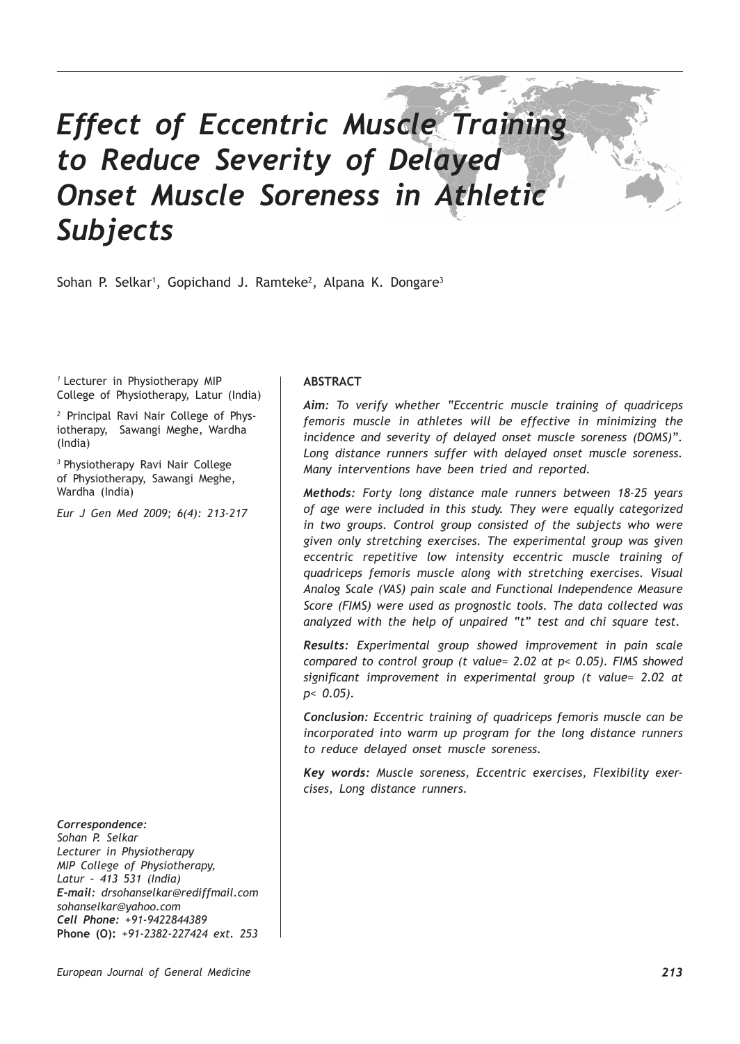# Effect of Eccentric Muscle Training to Reduce Severity of Delayed Onset Muscle Soreness in Athletic Subjects

Sohan P. Selkar[1], Gopichand J. Ramteke[2], Alpana K. Dongare[3]

[1] Lecturer in Physiotherapy MIP College of Physiotherapy, Latur (India)

[2] Principal Ravi Nair College of Physiotherapy, Sawangi Meghe, Wardha (India)

[3] Physiotherapy Ravi Nair College of Physiotherapy, Sawangi Meghe, Wardha (India)

*Eur J Gen Med 2009; 6(4): 213-217*

**ABSTRACT**

***Aim:*** *To verify whether "Eccentric muscle training of quadriceps femoris muscle in athletes will be effective in minimizing the incidence and severity of delayed onset muscle soreness (DOMS)". Long distance runners suffer with delayed onset muscle soreness. Many interventions have been tried and reported.*

***Methods:*** *Forty long distance male runners between 18-25 years of age were included in this study. They were equally categorized in two groups. Control group consisted of the subjects who were given only stretching exercises. The experimental group was given eccentric repetitive low intensity eccentric muscle training of quadriceps femoris muscle along with stretching exercises. Visual Analog Scale (VAS) pain scale and Functional Independence Measure Score (FIMS) were used as prognostic tools. The data collected was analyzed with the help of unpaired "t" test and chi square test.*

***Results:*** *Experimental group showed improvement in pain scale compared to control group (t value= 2.02 at $p< 0.05$). FIMS showed significant improvement in experimental group (t value= 2.02 at $p< 0.05$).*

***Conclusion:*** *Eccentric training of quadriceps femoris muscle can be incorporated into warm up program for the long distance runners to reduce delayed onset muscle soreness.*

***Key words:*** *Muscle soreness, Eccentric exercises, Flexibility exercises, Long distance runners.*

***Correspondence:***
*Sohan P. Selkar*
*Lecturer in Physiotherapy*
*MIP College of Physiotherapy,*
*Latur – 413 531 (India)*
***E-mail:*** *drsohanselkar@rediffmail.com*
*sohanselkar@yahoo.com*
***Cell Phone:*** *+91-9422844389*
**Phone (O):** *+91-2382-227424 ext. 253*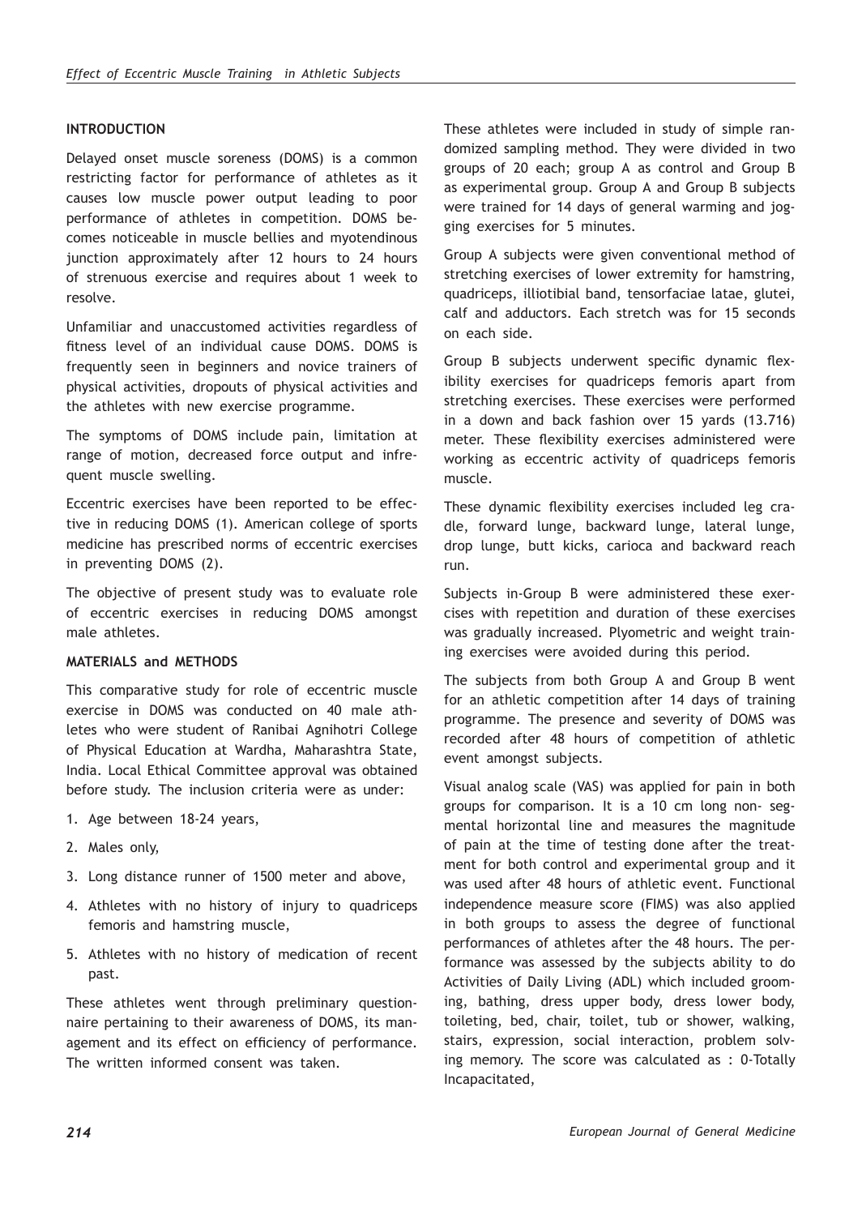## INTRODUCTION

Delayed onset muscle soreness (DOMS) is a common restricting factor for performance of athletes as it causes low muscle power output leading to poor performance of athletes in competition. DOMS becomes noticeable in muscle bellies and myotendinous junction approximately after 12 hours to 24 hours of strenuous exercise and requires about 1 week to resolve.

Unfamiliar and unaccustomed activities regardless of fitness level of an individual cause DOMS. DOMS is frequently seen in beginners and novice trainers of physical activities, dropouts of physical activities and the athletes with new exercise programme.

The symptoms of DOMS include pain, limitation at range of motion, decreased force output and infrequent muscle swelling.

Eccentric exercises have been reported to be effective in reducing DOMS (1). American college of sports medicine has prescribed norms of eccentric exercises in preventing DOMS (2).

The objective of present study was to evaluate role of eccentric exercises in reducing DOMS amongst male athletes.

## MATERIALS and METHODS

This comparative study for role of eccentric muscle exercise in DOMS was conducted on 40 male athletes who were student of Ranibai Agnihotri College of Physical Education at Wardha, Maharashtra State, India. Local Ethical Committee approval was obtained before study. The inclusion criteria were as under:

1. Age between 18-24 years,
2. Males only,
3. Long distance runner of 1500 meter and above,
4. Athletes with no history of injury to quadriceps femoris and hamstring muscle,
5. Athletes with no history of medication of recent past.

These athletes went through preliminary questionnaire pertaining to their awareness of DOMS, its management and its effect on efficiency of performance. The written informed consent was taken.

These athletes were included in study of simple randomized sampling method. They were divided in two groups of 20 each; group A as control and Group B as experimental group. Group A and Group B subjects were trained for 14 days of general warming and jogging exercises for 5 minutes.

Group A subjects were given conventional method of stretching exercises of lower extremity for hamstring, quadriceps, illiotibial band, tensorfaciae latae, glutei, calf and adductors. Each stretch was for 15 seconds on each side.

Group B subjects underwent specific dynamic flexibility exercises for quadriceps femoris apart from stretching exercises. These exercises were performed in a down and back fashion over 15 yards (13.716) meter. These flexibility exercises administered were working as eccentric activity of quadriceps femoris muscle.

These dynamic flexibility exercises included leg cradle, forward lunge, backward lunge, lateral lunge, drop lunge, butt kicks, carioca and backward reach run.

Subjects in-Group B were administered these exercises with repetition and duration of these exercises was gradually increased. Plyometric and weight training exercises were avoided during this period.

The subjects from both Group A and Group B went for an athletic competition after 14 days of training programme. The presence and severity of DOMS was recorded after 48 hours of competition of athletic event amongst subjects.

Visual analog scale (VAS) was applied for pain in both groups for comparison. It is a 10 cm long non- segmental horizontal line and measures the magnitude of pain at the time of testing done after the treatment for both control and experimental group and it was used after 48 hours of athletic event. Functional independence measure score (FIMS) was also applied in both groups to assess the degree of functional performances of athletes after the 48 hours. The performance was assessed by the subjects ability to do Activities of Daily Living (ADL) which included grooming, bathing, dress upper body, dress lower body, toileting, bed, chair, toilet, tub or shower, walking, stairs, expression, social interaction, problem solving memory. The score was calculated as : 0-Totally Incapacitated,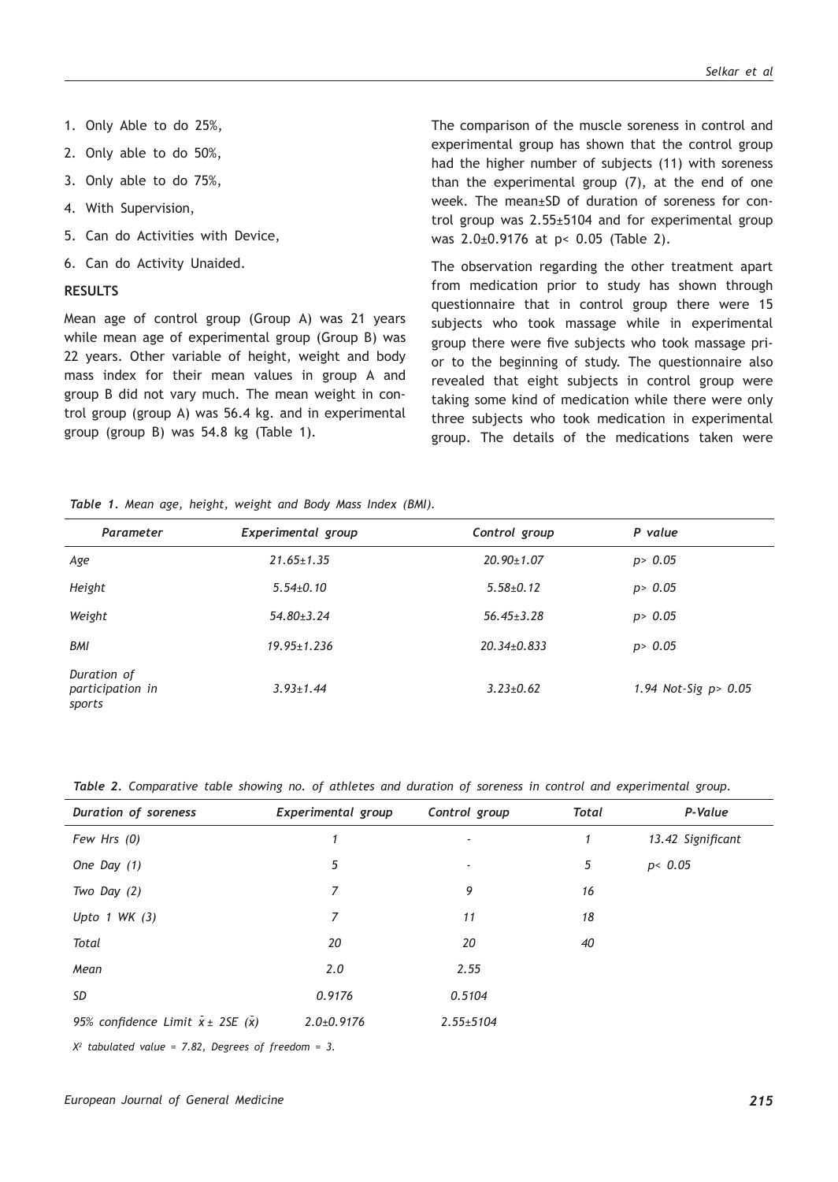1. Only Able to do 25%,
2. Only able to do 50%,
3. Only able to do 75%,
4. With Supervision,
5. Can do Activities with Device,
6. Can do Activity Unaided.

## RESULTS

Mean age of control group (Group A) was 21 years while mean age of experimental group (Group B) was 22 years. Other variable of height, weight and body mass index for their mean values in group A and group B did not vary much. The mean weight in control group (group A) was 56.4 kg. and in experimental group (group B) was 54.8 kg (Table 1).

The comparison of the muscle soreness in control and experimental group has shown that the control group had the higher number of subjects (11) with soreness than the experimental group (7), at the end of one week. The mean±SD of duration of soreness for control group was 2.55±5104 and for experimental group was 2.0±0.9176 at $p < 0.05$ (Table 2).

The observation regarding the other treatment apart from medication prior to study has shown through questionnaire that in control group there were 15 subjects who took massage while in experimental group there were five subjects who took massage prior to the beginning of study. The questionnaire also revealed that eight subjects in control group were taking some kind of medication while there were only three subjects who took medication in experimental group. The details of the medications taken were

***Table 1.*** *Mean age, height, weight and Body Mass Index (BMI).*

| Parameter | Experimental group | Control group | P value |
|---|---|---|---|
| Age | 21.65±1.35 | 20.90±1.07 | $p > 0.05$ |
| Height | 5.54±0.10 | 5.58±0.12 | $p > 0.05$ |
| Weight | 54.80±3.24 | 56.45±3.28 | $p > 0.05$ |
| BMI | 19.95±1.236 | 20.34±0.833 | $p > 0.05$ |
| Duration of participation in sports | 3.93±1.44 | 3.23±0.62 | 1.94 Not-Sig $p > 0.05$ |

***Table 2.*** *Comparative table showing no. of athletes and duration of soreness in control and experimental group.*

| Duration of soreness | Experimental group | Control group | Total | P-Value |
|---|---|---|---|---|
| Few Hrs (0) | 1 | - | 1 | 13.42 Significant |
| One Day (1) | 5 | - | 5 | $p < 0.05$ |
| Two Day (2) | 7 | 9 | 16 | |
| Upto 1 WK (3) | 7 | 11 | 18 | |
| Total | 20 | 20 | 40 | |
| Mean | 2.0 | 2.55 | | |
| SD | 0.9176 | 0.5104 | | |
| 95% confidence Limit $\bar{x} \pm 2SE\ (\bar{x})$ | 2.0±0.9176 | 2.55±5104 | | |

$X^2$ tabulated value = 7.82, Degrees of freedom = 3.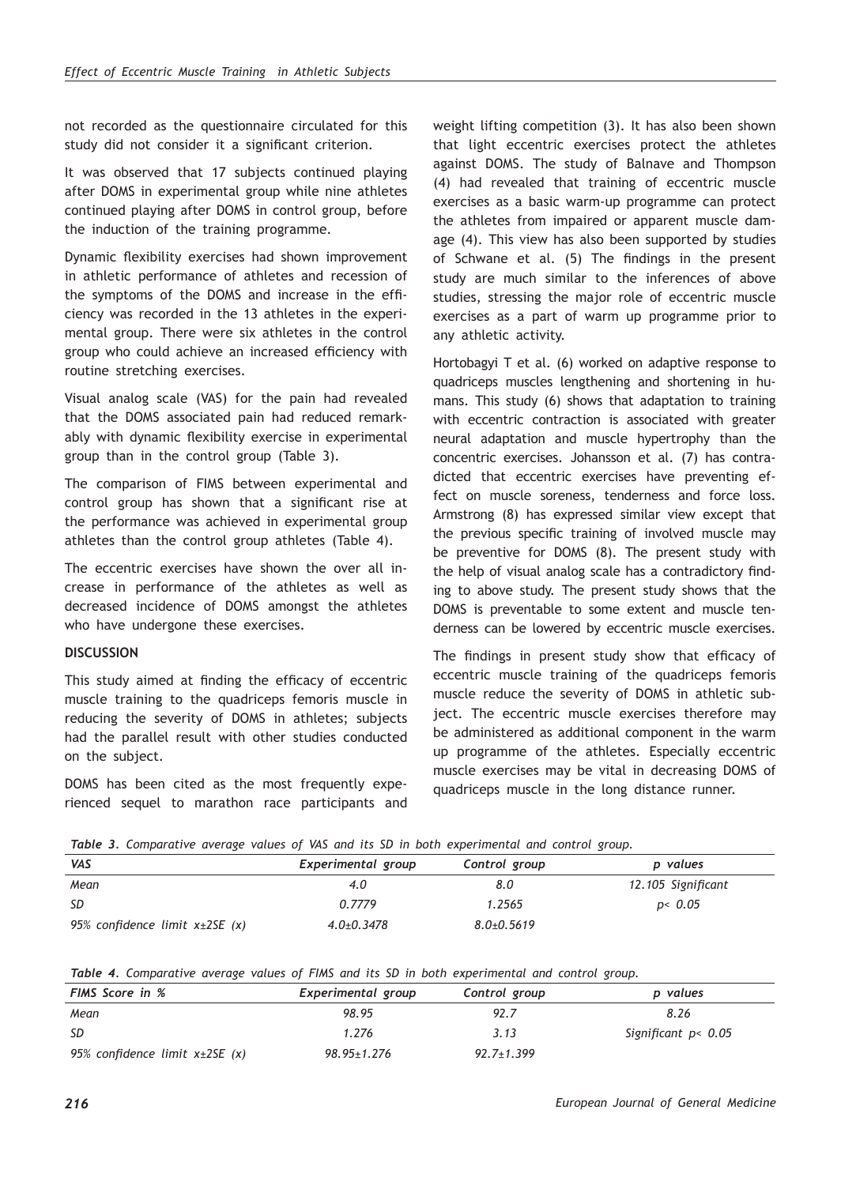not recorded as the questionnaire circulated for this study did not consider it a significant criterion.

It was observed that 17 subjects continued playing after DOMS in experimental group while nine athletes continued playing after DOMS in control group, before the induction of the training programme.

Dynamic flexibility exercises had shown improvement in athletic performance of athletes and recession of the symptoms of the DOMS and increase in the efficiency was recorded in the 13 athletes in the experimental group. There were six athletes in the control group who could achieve an increased efficiency with routine stretching exercises.

Visual analog scale (VAS) for the pain had revealed that the DOMS associated pain had reduced remarkably with dynamic flexibility exercise in experimental group than in the control group (Table 3).

The comparison of FIMS between experimental and control group has shown that a significant rise at the performance was achieved in experimental group athletes than the control group athletes (Table 4).

The eccentric exercises have shown the over all increase in performance of the athletes as well as decreased incidence of DOMS amongst the athletes who have undergone these exercises.

## DISCUSSION

This study aimed at finding the efficacy of eccentric muscle training to the quadriceps femoris muscle in reducing the severity of DOMS in athletes; subjects had the parallel result with other studies conducted on the subject.

DOMS has been cited as the most frequently experienced sequel to marathon race participants and weight lifting competition (3). It has also been shown that light eccentric exercises protect the athletes against DOMS. The study of Balnave and Thompson (4) had revealed that training of eccentric muscle exercises as a basic warm-up programme can protect the athletes from impaired or apparent muscle damage (4). This view has also been supported by studies of Schwane et al. (5) The findings in the present study are much similar to the inferences of above studies, stressing the major role of eccentric muscle exercises as a part of warm up programme prior to any athletic activity.

Hortobagyi T et al. (6) worked on adaptive response to quadriceps muscles lengthening and shortening in humans. This study (6) shows that adaptation to training with eccentric contraction is associated with greater neural adaptation and muscle hypertrophy than the concentric exercises. Johansson et al. (7) has contradicted that eccentric exercises have preventing effect on muscle soreness, tenderness and force loss. Armstrong (8) has expressed similar view except that the previous specific training of involved muscle may be preventive for DOMS (8). The present study with the help of visual analog scale has a contradictory finding to above study. The present study shows that the DOMS is preventable to some extent and muscle tenderness can be lowered by eccentric muscle exercises.

The findings in present study show that efficacy of eccentric muscle training of the quadriceps femoris muscle reduce the severity of DOMS in athletic subject. The eccentric muscle exercises therefore may be administered as additional component in the warm up programme of the athletes. Especially eccentric muscle exercises may be vital in decreasing DOMS of quadriceps muscle in the long distance runner.

*Table 3. Comparative average values of VAS and its SD in both experimental and control group.*

| VAS | Experimental group | Control group | p values |
|---|---|---|---|
| Mean | 4.0 | 8.0 | 12.105 Significant |
| SD | 0.7779 | 1.2565 | $p < 0.05$ |
| 95% confidence limit x±2SE (x) | 4.0±0.3478 | 8.0±0.5619 | |

*Table 4. Comparative average values of FIMS and its SD in both experimental and control group.*

| FIMS Score in % | Experimental group | Control group | p values |
|---|---|---|---|
| Mean | 98.95 | 92.7 | 8.26 |
| SD | 1.276 | 3.13 | Significant $p < 0.05$ |
| 95% confidence limit x±2SE (x) | 98.95±1.276 | 92.7±1.399 | |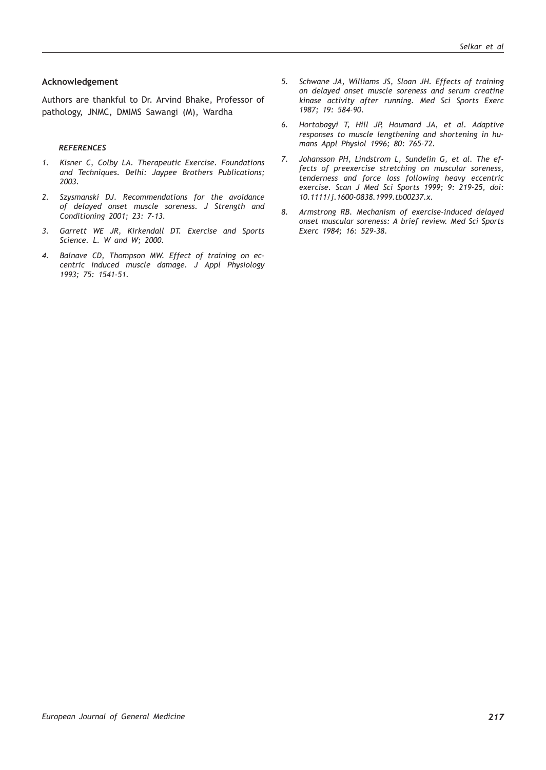## Acknowledgement

Authors are thankful to Dr. Arvind Bhake, Professor of pathology, JNMC, DMIMS Sawangi (M), Wardha

### *REFERENCES*

1. *Kisner C, Colby LA. Therapeutic Exercise. Foundations and Techniques. Delhi: Jaypee Brothers Publications; 2003.*
2. *Szysmanski DJ. Recommendations for the avoidance of delayed onset muscle soreness. J Strength and Conditioning 2001; 23: 7-13.*
3. *Garrett WE JR, Kirkendall DT. Exercise and Sports Science. L. W and W; 2000.*
4. *Balnave CD, Thompson MW. Effect of training on eccentric induced muscle damage. J Appl Physiology 1993; 75: 1541-51.*
5. *Schwane JA, Williams JS, Sloan JH. Effects of training on delayed onset muscle soreness and serum creatine kinase activity after running. Med Sci Sports Exerc 1987; 19: 584-90.*
6. *Hortobagyi T, Hill JP, Houmard JA, et al. Adaptive responses to muscle lengthening and shortening in humans Appl Physiol 1996; 80: 765-72.*
7. *Johansson PH, Lindstrom L, Sundelin G, et al. The effects of preexercise stretching on muscular soreness, tenderness and force loss following heavy eccentric exercise. Scan J Med Sci Sports 1999; 9: 219-25, doi: 10.1111/j.1600-0838.1999.tb00237.x.*
8. *Armstrong RB. Mechanism of exercise-induced delayed onset muscular soreness: A brief review. Med Sci Sports Exerc 1984; 16: 529-38.*